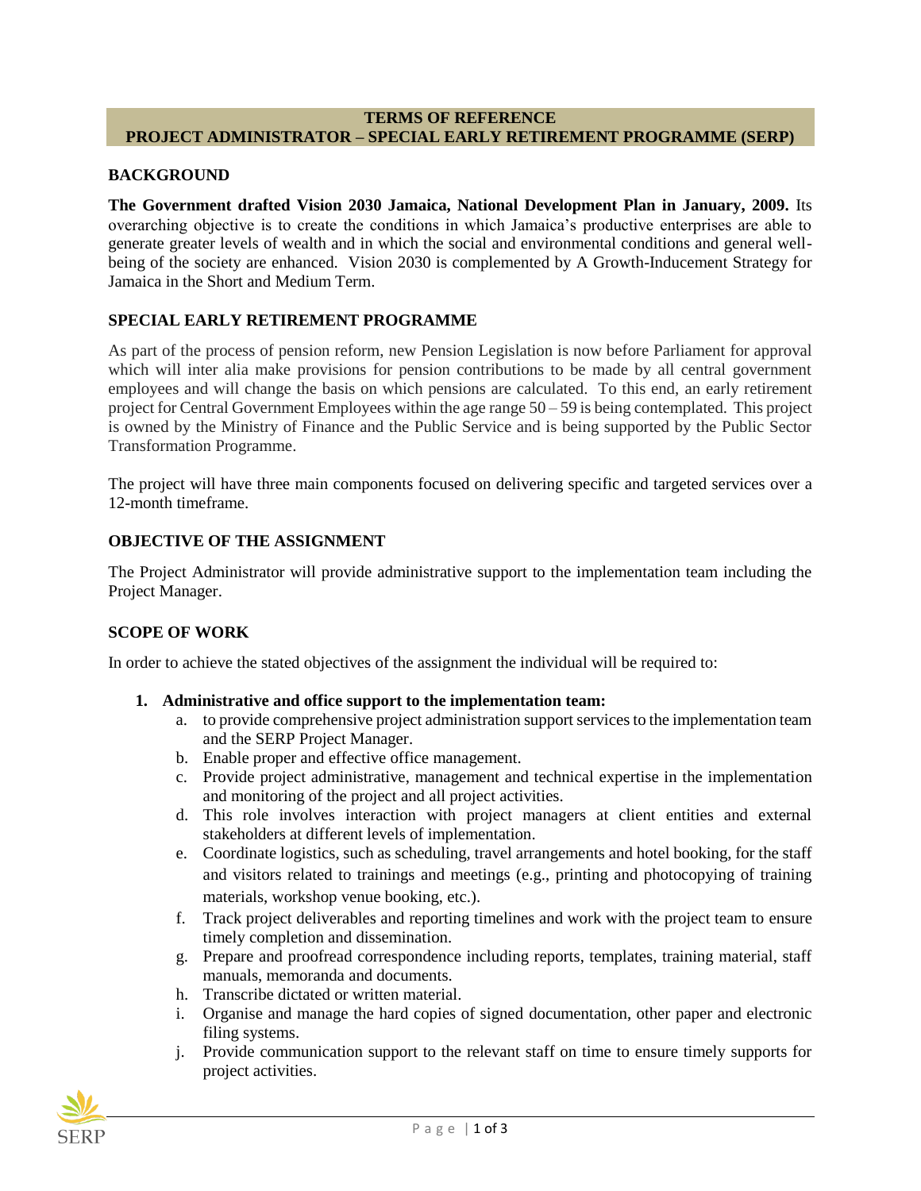# TERMS OF REFERENCE
# PROJECT ADMINISTRATOR – SPECIAL EARLY RETIREMENT PROGRAMME (SERP)

## BACKGROUND

**The Government drafted Vision 2030 Jamaica, National Development Plan in January, 2009.** Its overarching objective is to create the conditions in which Jamaica's productive enterprises are able to generate greater levels of wealth and in which the social and environmental conditions and general well-being of the society are enhanced. Vision 2030 is complemented by A Growth-Inducement Strategy for Jamaica in the Short and Medium Term.

## SPECIAL EARLY RETIREMENT PROGRAMME

As part of the process of pension reform, new Pension Legislation is now before Parliament for approval which will inter alia make provisions for pension contributions to be made by all central government employees and will change the basis on which pensions are calculated. To this end, an early retirement project for Central Government Employees within the age range 50 – 59 is being contemplated. This project is owned by the Ministry of Finance and the Public Service and is being supported by the Public Sector Transformation Programme.

The project will have three main components focused on delivering specific and targeted services over a 12-month timeframe.

## OBJECTIVE OF THE ASSIGNMENT

The Project Administrator will provide administrative support to the implementation team including the Project Manager.

## SCOPE OF WORK

In order to achieve the stated objectives of the assignment the individual will be required to:

1. **Administrative and office support to the implementation team:**
   a. to provide comprehensive project administration support services to the implementation team and the SERP Project Manager.
   b. Enable proper and effective office management.
   c. Provide project administrative, management and technical expertise in the implementation and monitoring of the project and all project activities.
   d. This role involves interaction with project managers at client entities and external stakeholders at different levels of implementation.
   e. Coordinate logistics, such as scheduling, travel arrangements and hotel booking, for the staff and visitors related to trainings and meetings (e.g., printing and photocopying of training materials, workshop venue booking, etc.).
   f. Track project deliverables and reporting timelines and work with the project team to ensure timely completion and dissemination.
   g. Prepare and proofread correspondence including reports, templates, training material, staff manuals, memoranda and documents.
   h. Transcribe dictated or written material.
   i. Organise and manage the hard copies of signed documentation, other paper and electronic filing systems.
   j. Provide communication support to the relevant staff on time to ensure timely supports for project activities.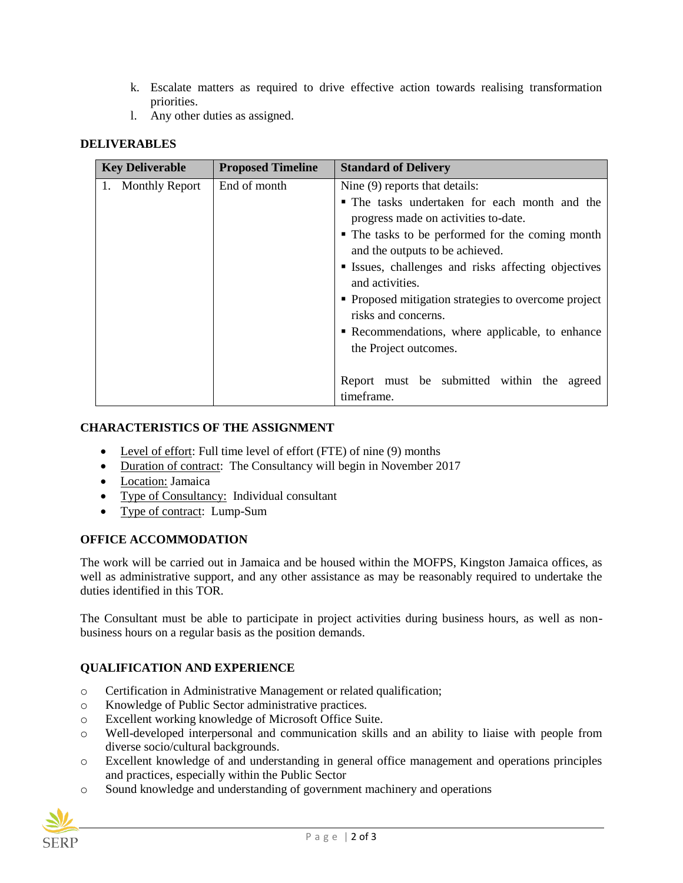k. Escalate matters as required to drive effective action towards realising transformation priorities.
l. Any other duties as assigned.

## DELIVERABLES

| Key Deliverable | Proposed Timeline | Standard of Delivery |
|---|---|---|
| 1. Monthly Report | End of month | Nine (9) reports that details:<br>▪ The tasks undertaken for each month and the progress made on activities to-date.<br>▪ The tasks to be performed for the coming month and the outputs to be achieved.<br>▪ Issues, challenges and risks affecting objectives and activities.<br>▪ Proposed mitigation strategies to overcome project risks and concerns.<br>▪ Recommendations, where applicable, to enhance the Project outcomes.<br><br>Report must be submitted within the agreed timeframe. |

## CHARACTERISTICS OF THE ASSIGNMENT

- Level of effort: Full time level of effort (FTE) of nine (9) months
- Duration of contract: The Consultancy will begin in November 2017
- Location: Jamaica
- Type of Consultancy: Individual consultant
- Type of contract: Lump-Sum

## OFFICE ACCOMMODATION

The work will be carried out in Jamaica and be housed within the MOFPS, Kingston Jamaica offices, as well as administrative support, and any other assistance as may be reasonably required to undertake the duties identified in this TOR.

The Consultant must be able to participate in project activities during business hours, as well as non-business hours on a regular basis as the position demands.

## QUALIFICATION AND EXPERIENCE

- Certification in Administrative Management or related qualification;
- Knowledge of Public Sector administrative practices.
- Excellent working knowledge of Microsoft Office Suite.
- Well-developed interpersonal and communication skills and an ability to liaise with people from diverse socio/cultural backgrounds.
- Excellent knowledge of and understanding in general office management and operations principles and practices, especially within the Public Sector
- Sound knowledge and understanding of government machinery and operations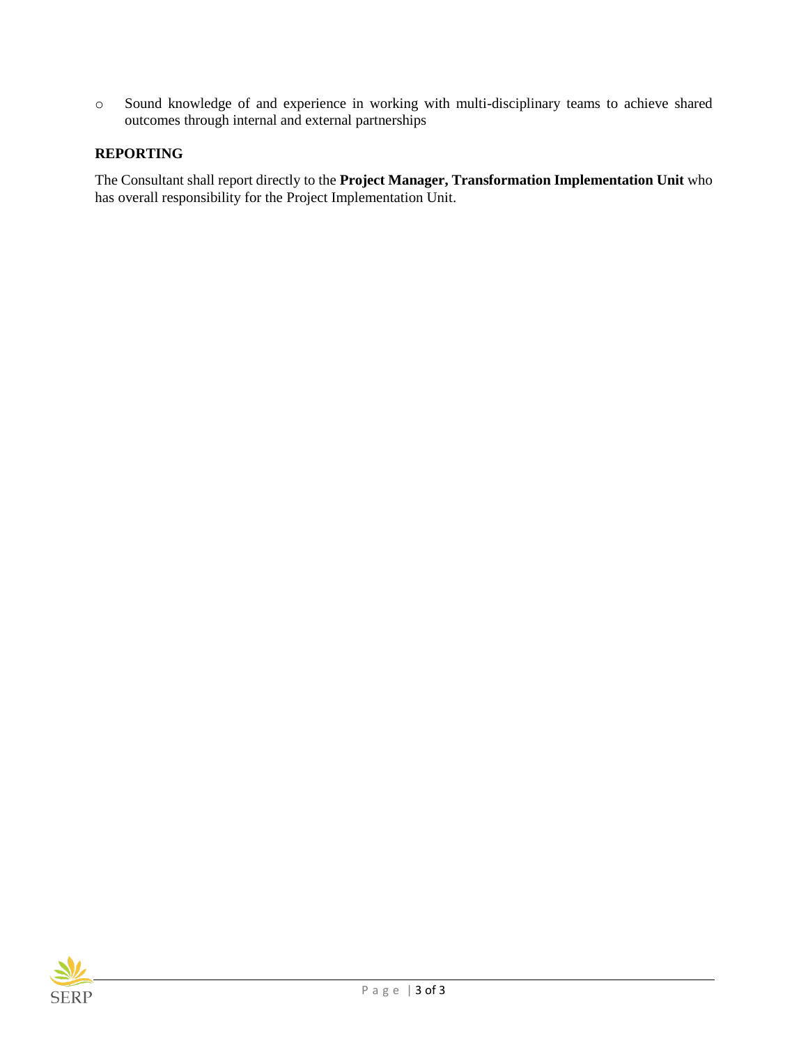- Sound knowledge of and experience in working with multi-disciplinary teams to achieve shared outcomes through internal and external partnerships

## REPORTING

The Consultant shall report directly to the **Project Manager, Transformation Implementation Unit** who has overall responsibility for the Project Implementation Unit.